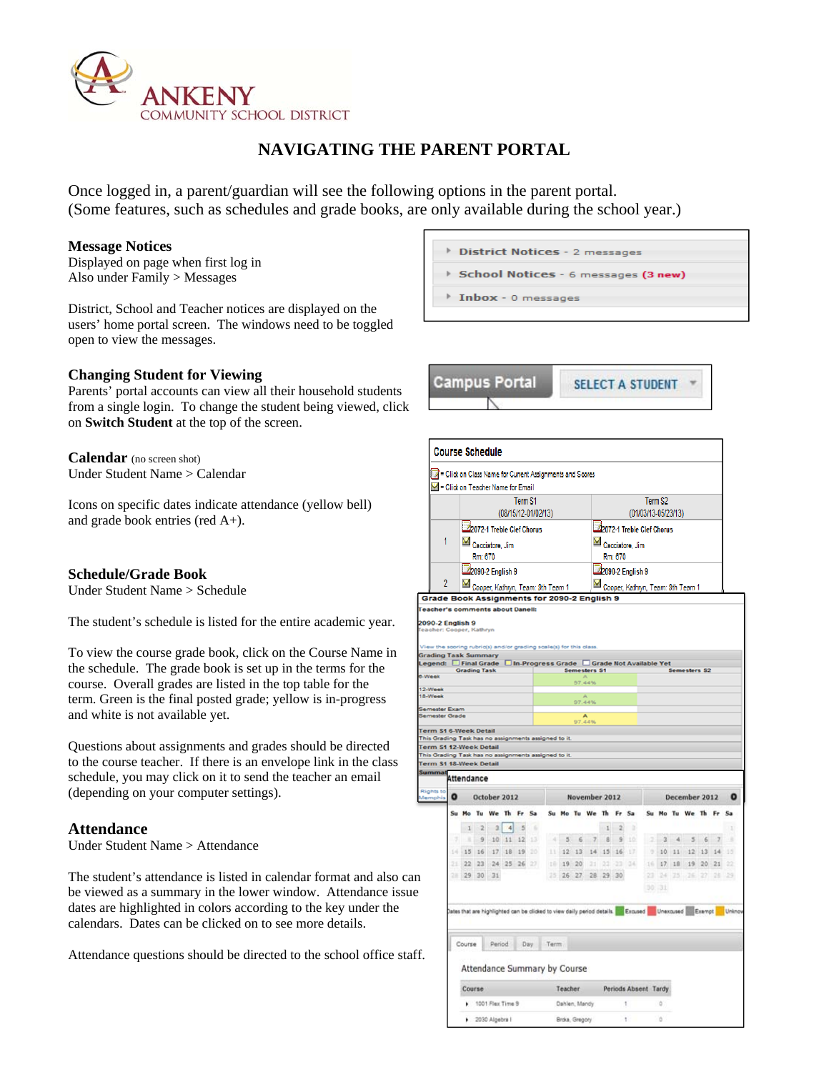ANKENY COMMUNITY SCHOOL DISTRICT

# NAVIGATING THE PARENT PORTAL

Once logged in, a parent/guardian will see the following options in the parent portal.
(Some features, such as schedules and grade books, are only available during the school year.)

## Message Notices

Displayed on page when first log in
Also under Family > Messages

District, School and Teacher notices are displayed on the users' home portal screen. The windows need to be toggled open to view the messages.

## Changing Student for Viewing

Parents' portal accounts can view all their household students from a single login. To change the student being viewed, click on **Switch Student** at the top of the screen.

## Calendar (no screen shot)

Under Student Name > Calendar

Icons on specific dates indicate attendance (yellow bell) and grade book entries (red A+).

## Schedule/Grade Book

Under Student Name > Schedule

The student's schedule is listed for the entire academic year.

To view the course grade book, click on the Course Name in the schedule. The grade book is set up in the terms for the course. Overall grades are listed in the top table for the course. Green is the final posted grade; yellow is in-progress and white is not available yet.

Questions about assignments and grades should be directed to the course teacher. If there is an envelope link in the class schedule, you may click on it to send the teacher an email (depending on your computer settings).

## Attendance

Under Student Name > Attendance

The student's attendance is listed in calendar format and also can be viewed as a summary in the lower window. Attendance issue dates are highlighted in colors according to the key under the calendars. Dates can be clicked on to see more details.

Attendance questions should be directed to the school office staff.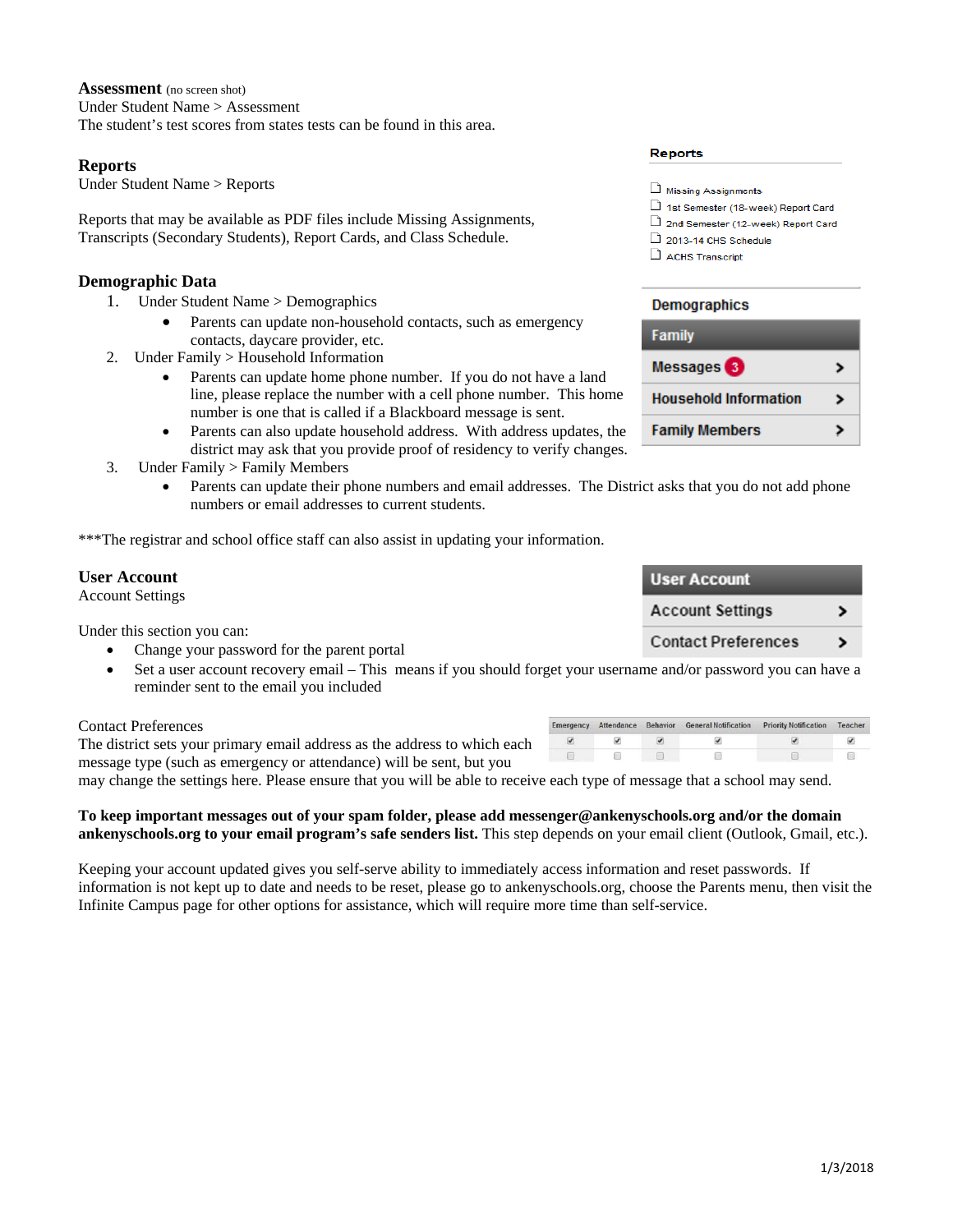**Assessment** (no screen shot)
Under Student Name > Assessment
The student's test scores from states tests can be found in this area.

**Reports**
Under Student Name > Reports

Reports that may be available as PDF files include Missing Assignments, Transcripts (Secondary Students), Report Cards, and Class Schedule.

Reports

- Missing Assignments
- 1st Semester (18-week) Report Card
- 2nd Semester (12-week) Report Card
- 2013-14 CHS Schedule
- ACHS Transcript

**Demographic Data**

1. Under Student Name > Demographics
   - Parents can update non-household contacts, such as emergency contacts, daycare provider, etc.
2. Under Family > Household Information
   - Parents can update home phone number. If you do not have a land line, please replace the number with a cell phone number. This home number is one that is called if a Blackboard message is sent.
   - Parents can also update household address. With address updates, the district may ask that you provide proof of residency to verify changes.
3. Under Family > Family Members
   - Parents can update their phone numbers and email addresses. The District asks that you do not add phone numbers or email addresses to current students.

Demographics
Family
Messages 3 >
Household Information >
Family Members >

***The registrar and school office staff can also assist in updating your information.

**User Account**
Account Settings

User Account
Account Settings >
Contact Preferences >

Under this section you can:

- Change your password for the parent portal
- Set a user account recovery email – This means if you should forget your username and/or password you can have a reminder sent to the email you included

Contact Preferences
The district sets your primary email address as the address to which each message type (such as emergency or attendance) will be sent, but you may change the settings here. Please ensure that you will be able to receive each type of message that a school may send.

| Emergency | Attendance | Behavior | General Notification | Priority Notification | Teacher |
|---|---|---|---|---|---|
| ☑ | ☑ | ☑ | ☑ | ☑ | ☑ |
| ☐ | ☐ | ☐ | ☐ | ☐ | ☐ |

**To keep important messages out of your spam folder, please add messenger@ankenyschools.org and/or the domain ankenyschools.org to your email program's safe senders list.** This step depends on your email client (Outlook, Gmail, etc.).

Keeping your account updated gives you self-serve ability to immediately access information and reset passwords. If information is not kept up to date and needs to be reset, please go to ankenyschools.org, choose the Parents menu, then visit the Infinite Campus page for other options for assistance, which will require more time than self-service.

1/3/2018